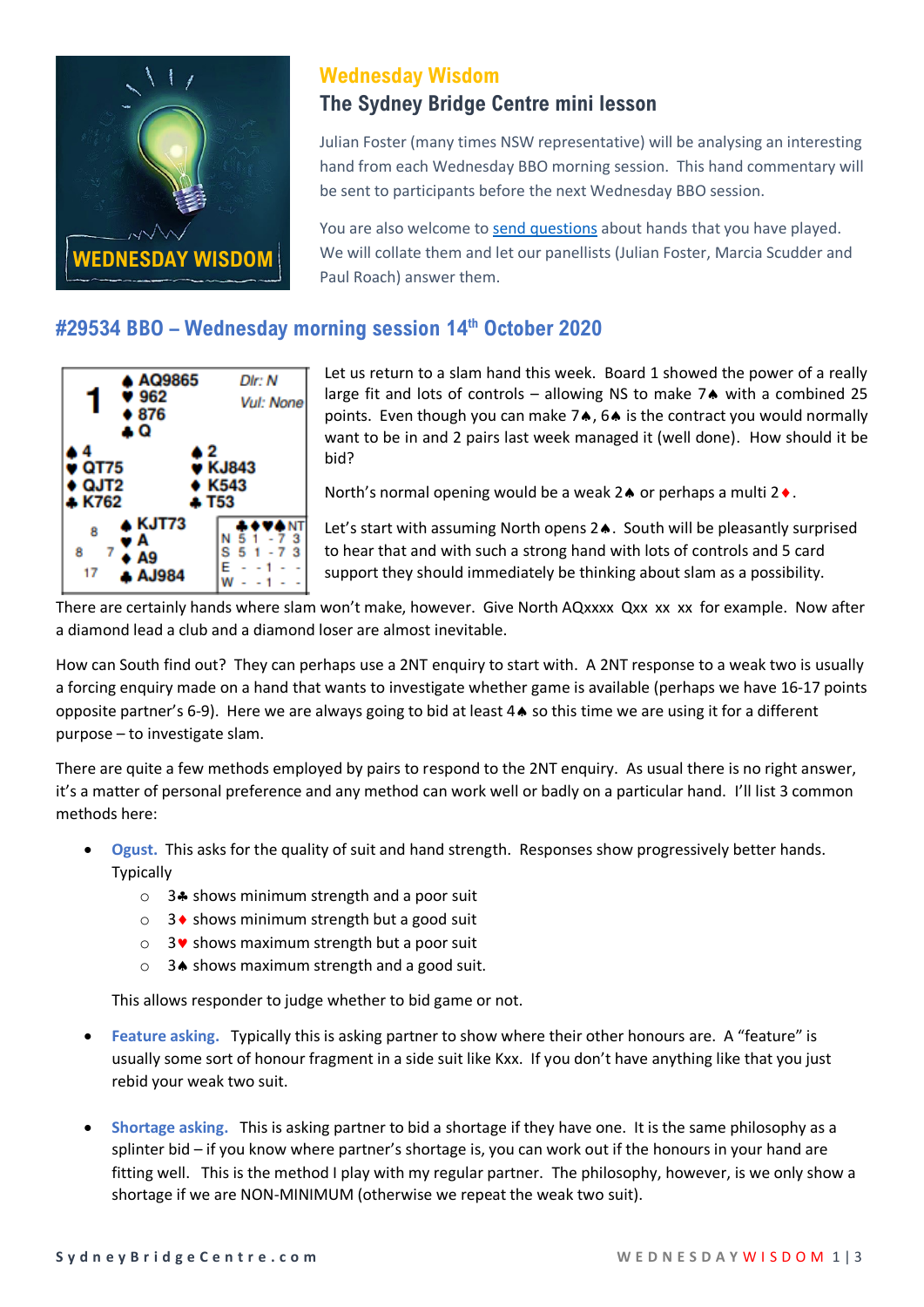# Wednesday Wisdom

## The Sydney Bridge Centre mini lesson

Julian Foster (many times NSW representative) will be analysing an interesting hand from each Wednesday BBO morning session. This hand commentary will be sent to participants before the next Wednesday BBO session.

You are also welcome to send questions about hands that you have played. We will collate them and let our panellists (Julian Foster, Marcia Scudder and Paul Roach) answer them.

## #29534 BBO – Wednesday morning session 14th October 2020

**Board 1** — Dlr: N, Vul: None

North: ♠ AQ9865 ♥ 962 ♦ 876 ♣ Q

West: ♠ 4 ♥ QT75 ♦ QJT2 ♣ K762

East: ♠ 2 ♥ KJ843 ♦ K543 ♣ T53

South: ♠ KJT73 ♥ A ♦ A9 ♣ AJ984

HCP: N 8, W 7, E 8, S 17

| | ♣ | ♦ | ♥ | ♠ | NT |
|---|---|---|---|---|---|
| N | 5 | 1 | - | 7 | 3 |
| S | 5 | 1 | - | 7 | 3 |
| E | - | - | 1 | - | - |
| W | - | - | 1 | - | - |

Let us return to a slam hand this week. Board 1 showed the power of a really large fit and lots of controls – allowing NS to make 7♠ with a combined 25 points. Even though you can make 7♠, 6♠ is the contract you would normally want to be in and 2 pairs last week managed it (well done). How should it be bid?

North's normal opening would be a weak 2♠ or perhaps a multi 2♦.

Let's start with assuming North opens 2♠. South will be pleasantly surprised to hear that and with such a strong hand with lots of controls and 5 card support they should immediately be thinking about slam as a possibility.

There are certainly hands where slam won't make, however. Give North AQxxxx Qxx xx xx for example. Now after a diamond lead a club and a diamond loser are almost inevitable.

How can South find out? They can perhaps use a 2NT enquiry to start with. A 2NT response to a weak two is usually a forcing enquiry made on a hand that wants to investigate whether game is available (perhaps we have 16-17 points opposite partner's 6-9). Here we are always going to bid at least 4♠ so this time we are using it for a different purpose – to investigate slam.

There are quite a few methods employed by pairs to respond to the 2NT enquiry. As usual there is no right answer, it's a matter of personal preference and any method can work well or badly on a particular hand. I'll list 3 common methods here:

- **Ogust.** This asks for the quality of suit and hand strength. Responses show progressively better hands. Typically
  - 3♣ shows minimum strength and a poor suit
  - 3♦ shows minimum strength but a good suit
  - 3♥ shows maximum strength but a poor suit
  - 3♠ shows maximum strength and a good suit.

  This allows responder to judge whether to bid game or not.

- **Feature asking.** Typically this is asking partner to show where their other honours are. A "feature" is usually some sort of honour fragment in a side suit like Kxx. If you don't have anything like that you just rebid your weak two suit.

- **Shortage asking.** This is asking partner to bid a shortage if they have one. It is the same philosophy as a splinter bid – if you know where partner's shortage is, you can work out if the honours in your hand are fitting well. This is the method I play with my regular partner. The philosophy, however, is we only show a shortage if we are NON-MINIMUM (otherwise we repeat the weak two suit).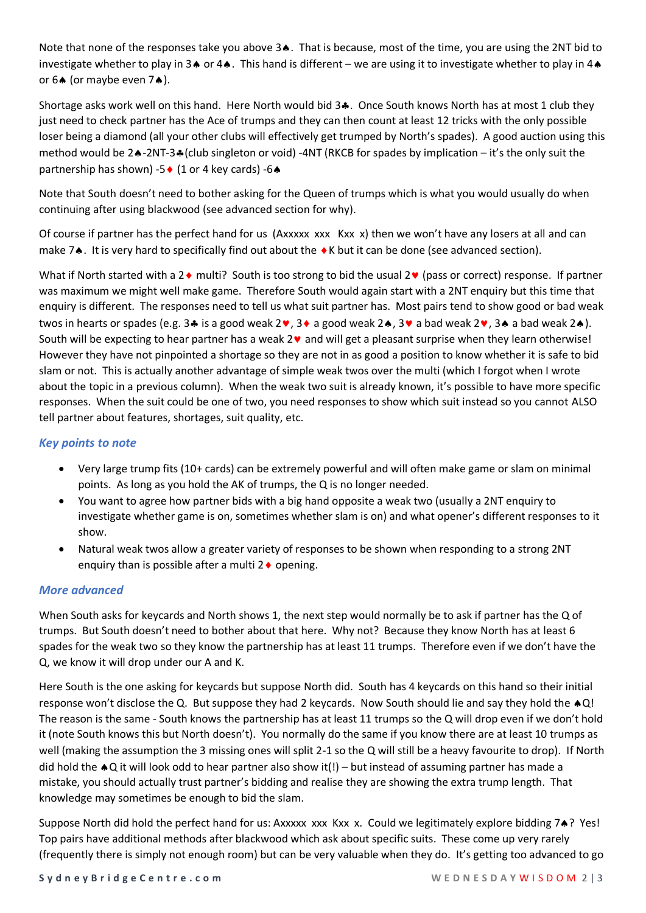Note that none of the responses take you above 3♠. That is because, most of the time, you are using the 2NT bid to investigate whether to play in 3♠ or 4♠. This hand is different – we are using it to investigate whether to play in 4♠ or 6♠ (or maybe even 7♠).

Shortage asks work well on this hand. Here North would bid 3♣. Once South knows North has at most 1 club they just need to check partner has the Ace of trumps and they can then count at least 12 tricks with the only possible loser being a diamond (all your other clubs will effectively get trumped by North's spades). A good auction using this method would be 2♠-2NT-3♣(club singleton or void) -4NT (RKCB for spades by implication – it's the only suit the partnership has shown) -5♦ (1 or 4 key cards) -6♠

Note that South doesn't need to bother asking for the Queen of trumps which is what you would usually do when continuing after using blackwood (see advanced section for why).

Of course if partner has the perfect hand for us (Axxxxx xxx Kxx x) then we won't have any losers at all and can make 7♠. It is very hard to specifically find out about the ♦K but it can be done (see advanced section).

What if North started with a 2♦ multi? South is too strong to bid the usual 2♥ (pass or correct) response. If partner was maximum we might well make game. Therefore South would again start with a 2NT enquiry but this time that enquiry is different. The responses need to tell us what suit partner has. Most pairs tend to show good or bad weak twos in hearts or spades (e.g. 3♣ is a good weak 2♥, 3♦ a good weak 2♠, 3♥ a bad weak 2♥, 3♠ a bad weak 2♠). South will be expecting to hear partner has a weak 2♥ and will get a pleasant surprise when they learn otherwise! However they have not pinpointed a shortage so they are not in as good a position to know whether it is safe to bid slam or not. This is actually another advantage of simple weak twos over the multi (which I forgot when I wrote about the topic in a previous column). When the weak two suit is already known, it's possible to have more specific responses. When the suit could be one of two, you need responses to show which suit instead so you cannot ALSO tell partner about features, shortages, suit quality, etc.

### *Key points to note*

- Very large trump fits (10+ cards) can be extremely powerful and will often make game or slam on minimal points. As long as you hold the AK of trumps, the Q is no longer needed.
- You want to agree how partner bids with a big hand opposite a weak two (usually a 2NT enquiry to investigate whether game is on, sometimes whether slam is on) and what opener's different responses to it show.
- Natural weak twos allow a greater variety of responses to be shown when responding to a strong 2NT enquiry than is possible after a multi 2♦ opening.

### *More advanced*

When South asks for keycards and North shows 1, the next step would normally be to ask if partner has the Q of trumps. But South doesn't need to bother about that here. Why not? Because they know North has at least 6 spades for the weak two so they know the partnership has at least 11 trumps. Therefore even if we don't have the Q, we know it will drop under our A and K.

Here South is the one asking for keycards but suppose North did. South has 4 keycards on this hand so their initial response won't disclose the Q. But suppose they had 2 keycards. Now South should lie and say they hold the ♠Q! The reason is the same - South knows the partnership has at least 11 trumps so the Q will drop even if we don't hold it (note South knows this but North doesn't). You normally do the same if you know there are at least 10 trumps as well (making the assumption the 3 missing ones will split 2-1 so the Q will still be a heavy favourite to drop). If North did hold the ♠Q it will look odd to hear partner also show it(!) – but instead of assuming partner has made a mistake, you should actually trust partner's bidding and realise they are showing the extra trump length. That knowledge may sometimes be enough to bid the slam.

Suppose North did hold the perfect hand for us: Axxxxx xxx Kxx x. Could we legitimately explore bidding 7♠? Yes! Top pairs have additional methods after blackwood which ask about specific suits. These come up very rarely (frequently there is simply not enough room) but can be very valuable when they do. It's getting too advanced to go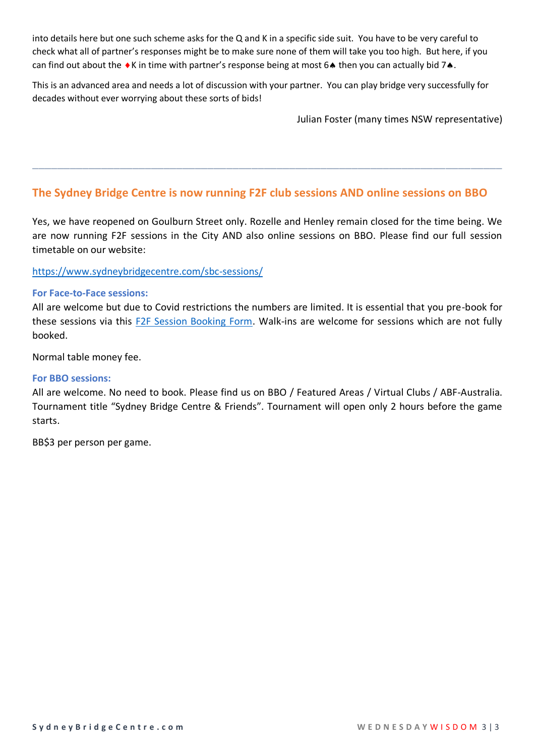into details here but one such scheme asks for the Q and K in a specific side suit. You have to be very careful to check what all of partner's responses might be to make sure none of them will take you too high. But here, if you can find out about the ♦K in time with partner's response being at most 6♠ then you can actually bid 7♠.

This is an advanced area and needs a lot of discussion with your partner. You can play bridge very successfully for decades without ever worrying about these sorts of bids!

Julian Foster (many times NSW representative)

---

## The Sydney Bridge Centre is now running F2F club sessions AND online sessions on BBO

Yes, we have reopened on Goulburn Street only. Rozelle and Henley remain closed for the time being. We are now running F2F sessions in the City AND also online sessions on BBO. Please find our full session timetable on our website:

https://www.sydneybridgecentre.com/sbc-sessions/

### For Face-to-Face sessions:

All are welcome but due to Covid restrictions the numbers are limited. It is essential that you pre-book for these sessions via this F2F Session Booking Form. Walk-ins are welcome for sessions which are not fully booked.

Normal table money fee.

### For BBO sessions:

All are welcome. No need to book. Please find us on BBO / Featured Areas / Virtual Clubs / ABF-Australia. Tournament title "Sydney Bridge Centre & Friends". Tournament will open only 2 hours before the game starts.

BB$3 per person per game.